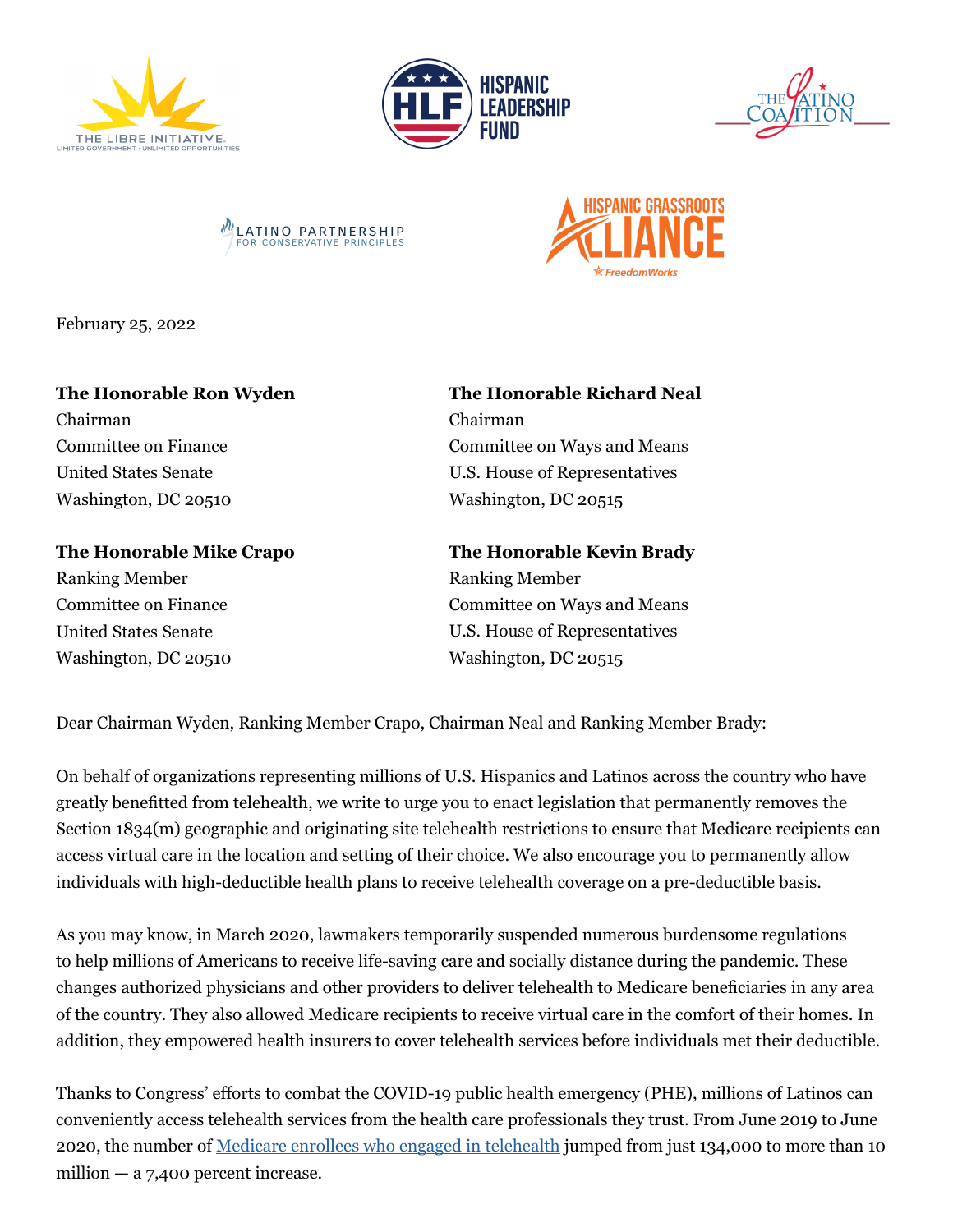February 25, 2022

**The Honorable Ron Wyden**
Chairman
Committee on Finance
United States Senate
Washington, DC 20510

**The Honorable Mike Crapo**
Ranking Member
Committee on Finance
United States Senate
Washington, DC 20510

**The Honorable Richard Neal**
Chairman
Committee on Ways and Means
U.S. House of Representatives
Washington, DC 20515

**The Honorable Kevin Brady**
Ranking Member
Committee on Ways and Means
U.S. House of Representatives
Washington, DC 20515

Dear Chairman Wyden, Ranking Member Crapo, Chairman Neal and Ranking Member Brady:

On behalf of organizations representing millions of U.S. Hispanics and Latinos across the country who have greatly benefitted from telehealth, we write to urge you to enact legislation that permanently removes the Section 1834(m) geographic and originating site telehealth restrictions to ensure that Medicare recipients can access virtual care in the location and setting of their choice. We also encourage you to permanently allow individuals with high-deductible health plans to receive telehealth coverage on a pre-deductible basis.

As you may know, in March 2020, lawmakers temporarily suspended numerous burdensome regulations to help millions of Americans to receive life-saving care and socially distance during the pandemic. These changes authorized physicians and other providers to deliver telehealth to Medicare beneficiaries in any area of the country. They also allowed Medicare recipients to receive virtual care in the comfort of their homes. In addition, they empowered health insurers to cover telehealth services before individuals met their deductible.

Thanks to Congress' efforts to combat the COVID-19 public health emergency (PHE), millions of Latinos can conveniently access telehealth services from the health care professionals they trust. From June 2019 to June 2020, the number of Medicare enrollees who engaged in telehealth jumped from just 134,000 to more than 10 million — a 7,400 percent increase.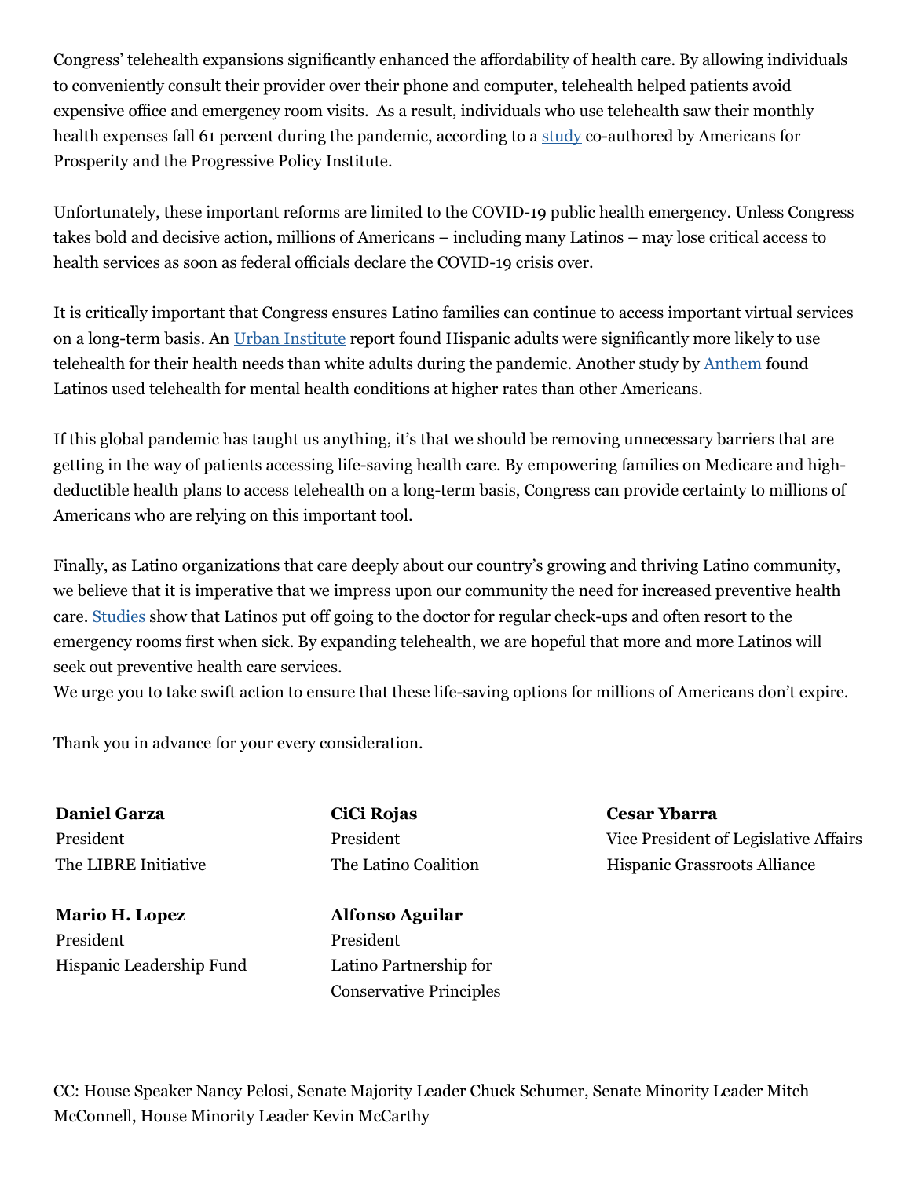Congress' telehealth expansions significantly enhanced the affordability of health care. By allowing individuals to conveniently consult their provider over their phone and computer, telehealth helped patients avoid expensive office and emergency room visits. As a result, individuals who use telehealth saw their monthly health expenses fall 61 percent during the pandemic, according to a study co-authored by Americans for Prosperity and the Progressive Policy Institute.

Unfortunately, these important reforms are limited to the COVID-19 public health emergency. Unless Congress takes bold and decisive action, millions of Americans – including many Latinos – may lose critical access to health services as soon as federal officials declare the COVID-19 crisis over.

It is critically important that Congress ensures Latino families can continue to access important virtual services on a long-term basis. An Urban Institute report found Hispanic adults were significantly more likely to use telehealth for their health needs than white adults during the pandemic. Another study by Anthem found Latinos used telehealth for mental health conditions at higher rates than other Americans.

If this global pandemic has taught us anything, it's that we should be removing unnecessary barriers that are getting in the way of patients accessing life-saving health care. By empowering families on Medicare and high-deductible health plans to access telehealth on a long-term basis, Congress can provide certainty to millions of Americans who are relying on this important tool.

Finally, as Latino organizations that care deeply about our country's growing and thriving Latino community, we believe that it is imperative that we impress upon our community the need for increased preventive health care. Studies show that Latinos put off going to the doctor for regular check-ups and often resort to the emergency rooms first when sick. By expanding telehealth, we are hopeful that more and more Latinos will seek out preventive health care services.
We urge you to take swift action to ensure that these life-saving options for millions of Americans don't expire.

Thank you in advance for your every consideration.

**Daniel Garza**
President
The LIBRE Initiative

**CiCi Rojas**
President
The Latino Coalition

**Cesar Ybarra**
Vice President of Legislative Affairs
Hispanic Grassroots Alliance

**Mario H. Lopez**
President
Hispanic Leadership Fund

**Alfonso Aguilar**
President
Latino Partnership for Conservative Principles

CC: House Speaker Nancy Pelosi, Senate Majority Leader Chuck Schumer, Senate Minority Leader Mitch McConnell, House Minority Leader Kevin McCarthy